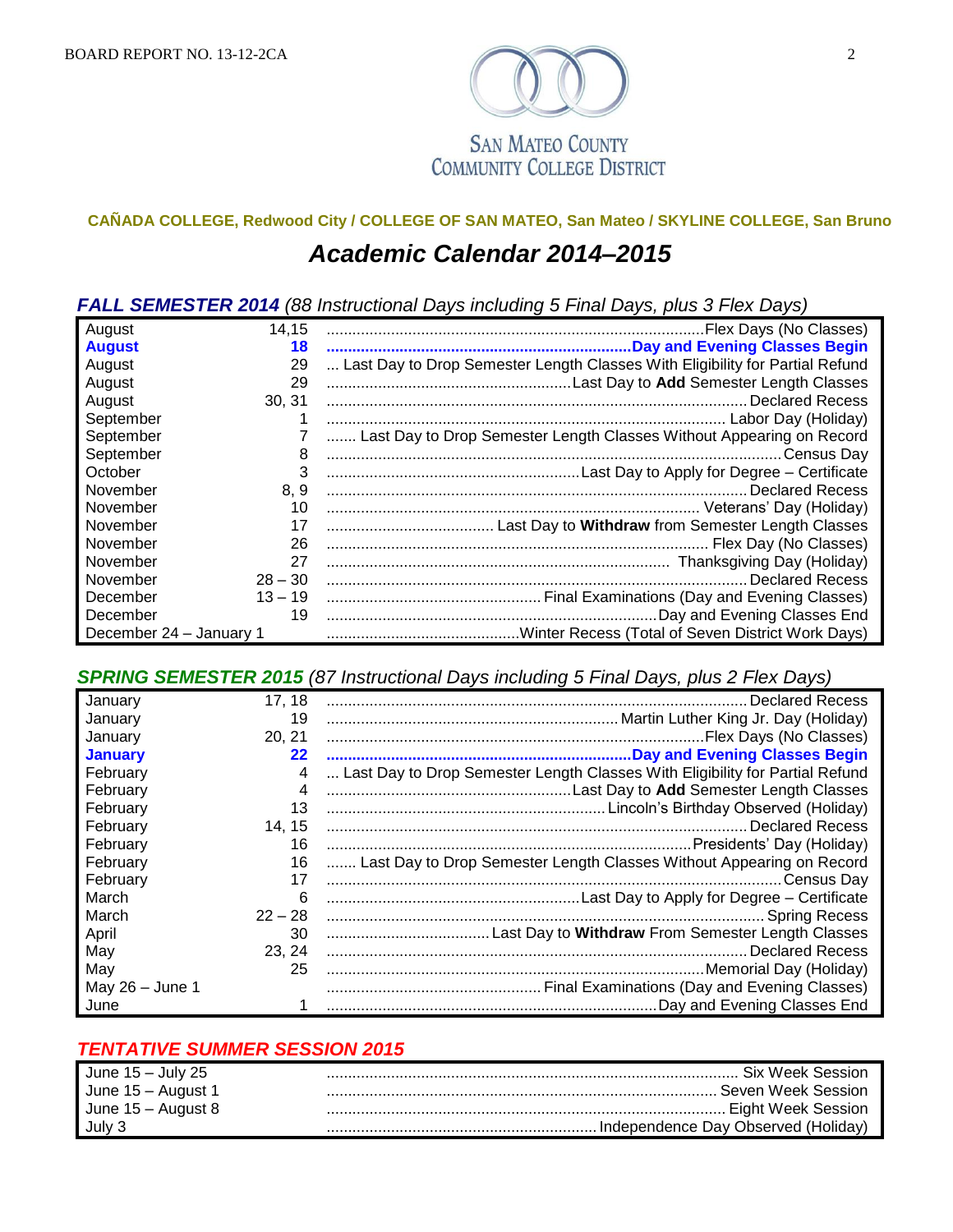SAN MATEO COUNTY COMMUNITY COLLEGE DISTRICT

**CAÑADA COLLEGE, Redwood City / COLLEGE OF SAN MATEO, San Mateo / SKYLINE COLLEGE, San Bruno**

# *Academic Calendar 2014–2015*

## ***FALL SEMESTER 2014*** *(88 Instructional Days including 5 Final Days, plus 3 Flex Days)*

| Month | Date | Event |
|---|---|---|
| August | 14,15 | Flex Days (No Classes) |
| **August** | **18** | **Day and Evening Classes Begin** |
| August | 29 | Last Day to Drop Semester Length Classes With Eligibility for Partial Refund |
| August | 29 | Last Day to **Add** Semester Length Classes |
| August | 30, 31 | Declared Recess |
| September | 1 | Labor Day (Holiday) |
| September | 7 | Last Day to Drop Semester Length Classes Without Appearing on Record |
| September | 8 | Census Day |
| October | 3 | Last Day to Apply for Degree – Certificate |
| November | 8, 9 | Declared Recess |
| November | 10 | Veterans' Day (Holiday) |
| November | 17 | Last Day to **Withdraw** from Semester Length Classes |
| November | 26 | Flex Day (No Classes) |
| November | 27 | Thanksgiving Day (Holiday) |
| November | 28 – 30 | Declared Recess |
| December | 13 – 19 | Final Examinations (Day and Evening Classes) |
| December | 19 | Day and Evening Classes End |
| December 24 – January 1 | | Winter Recess (Total of Seven District Work Days) |

## ***SPRING SEMESTER 2015*** *(87 Instructional Days including 5 Final Days, plus 2 Flex Days)*

| Month | Date | Event |
|---|---|---|
| January | 17, 18 | Declared Recess |
| January | 19 | Martin Luther King Jr. Day (Holiday) |
| January | 20, 21 | Flex Days (No Classes) |
| **January** | **22** | **Day and Evening Classes Begin** |
| February | 4 | Last Day to Drop Semester Length Classes With Eligibility for Partial Refund |
| February | 4 | Last Day to **Add** Semester Length Classes |
| February | 13 | Lincoln's Birthday Observed (Holiday) |
| February | 14, 15 | Declared Recess |
| February | 16 | Presidents' Day (Holiday) |
| February | 16 | Last Day to Drop Semester Length Classes Without Appearing on Record |
| February | 17 | Census Day |
| March | 6 | Last Day to Apply for Degree – Certificate |
| March | 22 – 28 | Spring Recess |
| April | 30 | Last Day to **Withdraw** From Semester Length Classes |
| May | 23, 24 | Declared Recess |
| May | 25 | Memorial Day (Holiday) |
| May 26 – June 1 | | Final Examinations (Day and Evening Classes) |
| June | 1 | Day and Evening Classes End |

## ***TENTATIVE SUMMER SESSION 2015***

| Dates | Event |
|---|---|
| June 15 – July 25 | Six Week Session |
| June 15 – August 1 | Seven Week Session |
| June 15 – August 8 | Eight Week Session |
| July 3 | Independence Day Observed (Holiday) |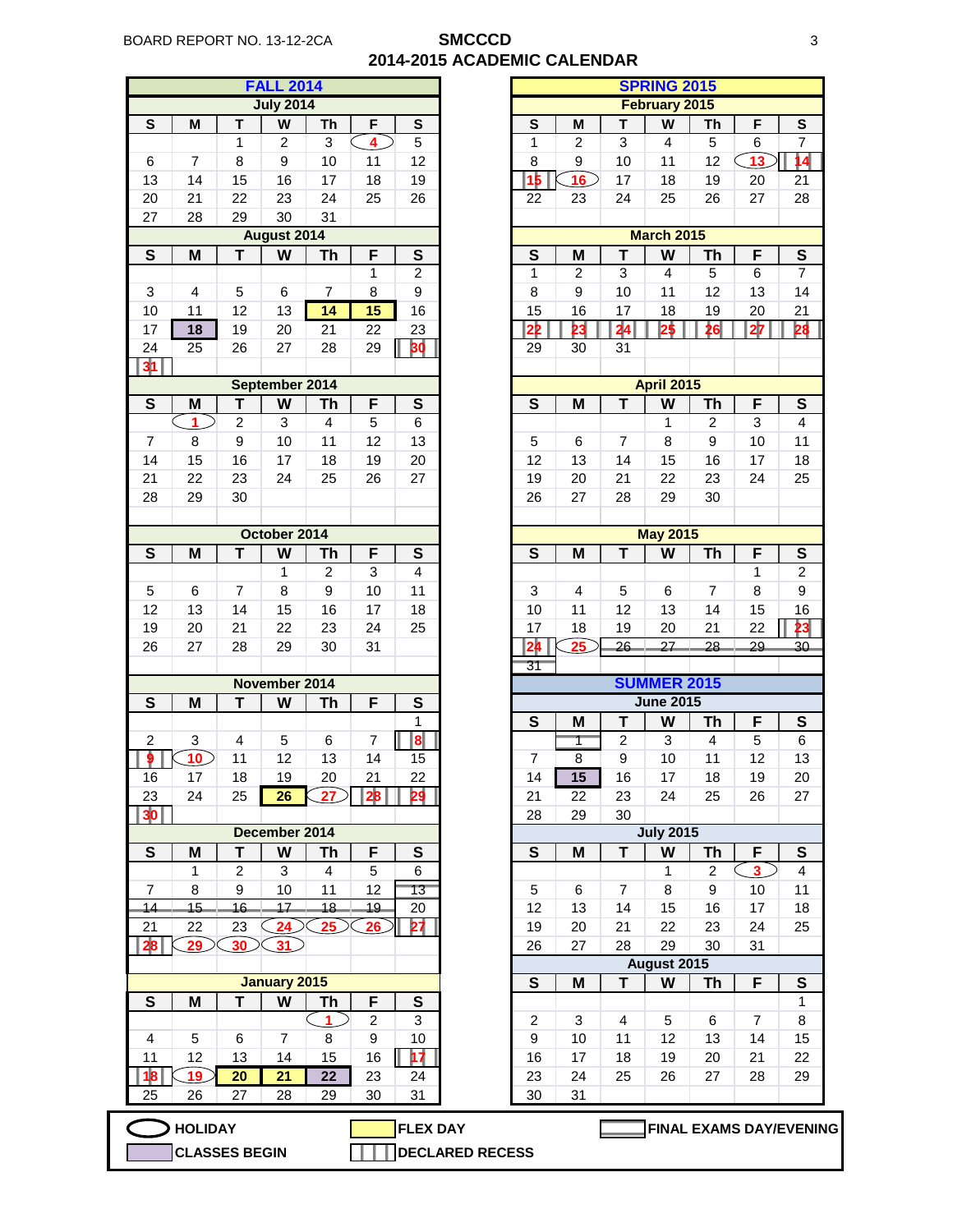BOARD REPORT NO. 13-12-2CA

# SMCCCD
## 2014-2015 ACADEMIC CALENDAR

### FALL 2014

**July 2014**

| S | M | T | W | Th | F | S |
|---|---|---|---|---|---|---|
| | | 1 | 2 | 3 | 4 | 5 |
| 6 | 7 | 8 | 9 | 10 | 11 | 12 |
| 13 | 14 | 15 | 16 | 17 | 18 | 19 |
| 20 | 21 | 22 | 23 | 24 | 25 | 26 |
| 27 | 28 | 29 | 30 | 31 | | |

**August 2014**

| S | M | T | W | Th | F | S |
|---|---|---|---|---|---|---|
| | | | | | 1 | 2 |
| 3 | 4 | 5 | 6 | 7 | 8 | 9 |
| 10 | 11 | 12 | 13 | 14 | 15 | 16 |
| 17 | 18 | 19 | 20 | 21 | 22 | 23 |
| 24 | 25 | 26 | 27 | 28 | 29 | 30 |
| 31 | | | | | | |

**September 2014**

| S | M | T | W | Th | F | S |
|---|---|---|---|---|---|---|
| | 1 | 2 | 3 | 4 | 5 | 6 |
| 7 | 8 | 9 | 10 | 11 | 12 | 13 |
| 14 | 15 | 16 | 17 | 18 | 19 | 20 |
| 21 | 22 | 23 | 24 | 25 | 26 | 27 |
| 28 | 29 | 30 | | | | |

**October 2014**

| S | M | T | W | Th | F | S |
|---|---|---|---|---|---|---|
| | | | 1 | 2 | 3 | 4 |
| 5 | 6 | 7 | 8 | 9 | 10 | 11 |
| 12 | 13 | 14 | 15 | 16 | 17 | 18 |
| 19 | 20 | 21 | 22 | 23 | 24 | 25 |
| 26 | 27 | 28 | 29 | 30 | 31 | |

**November 2014**

| S | M | T | W | Th | F | S |
|---|---|---|---|---|---|---|
| | | | | | | 1 |
| 2 | 3 | 4 | 5 | 6 | 7 | 8 |
| 9 | 10 | 11 | 12 | 13 | 14 | 15 |
| 16 | 17 | 18 | 19 | 20 | 21 | 22 |
| 23 | 24 | 25 | 26 | 27 | 28 | 29 |
| 30 | | | | | | |

**December 2014**

| S | M | T | W | Th | F | S |
|---|---|---|---|---|---|---|
| | 1 | 2 | 3 | 4 | 5 | 6 |
| 7 | 8 | 9 | 10 | 11 | 12 | 13 |
| 14 | 15 | 16 | 17 | 18 | 19 | 20 |
| 21 | 22 | 23 | 24 | 25 | 26 | 27 |
| 28 | 29 | 30 | 31 | | | |

**January 2015**

| S | M | T | W | Th | F | S |
|---|---|---|---|---|---|---|
| | | | | 1 | 2 | 3 |
| 4 | 5 | 6 | 7 | 8 | 9 | 10 |
| 11 | 12 | 13 | 14 | 15 | 16 | 17 |
| 18 | 19 | 20 | 21 | 22 | 23 | 24 |
| 25 | 26 | 27 | 28 | 29 | 30 | 31 |

### SPRING 2015

**February 2015**

| S | M | T | W | Th | F | S |
|---|---|---|---|---|---|---|
| 1 | 2 | 3 | 4 | 5 | 6 | 7 |
| 8 | 9 | 10 | 11 | 12 | 13 | 14 |
| 15 | 16 | 17 | 18 | 19 | 20 | 21 |
| 22 | 23 | 24 | 25 | 26 | 27 | 28 |

**March 2015**

| S | M | T | W | Th | F | S |
|---|---|---|---|---|---|---|
| 1 | 2 | 3 | 4 | 5 | 6 | 7 |
| 8 | 9 | 10 | 11 | 12 | 13 | 14 |
| 15 | 16 | 17 | 18 | 19 | 20 | 21 |
| 22 | 23 | 24 | 25 | 26 | 27 | 28 |
| 29 | 30 | 31 | | | | |

**April 2015**

| S | M | T | W | Th | F | S |
|---|---|---|---|---|---|---|
| | | | 1 | 2 | 3 | 4 |
| 5 | 6 | 7 | 8 | 9 | 10 | 11 |
| 12 | 13 | 14 | 15 | 16 | 17 | 18 |
| 19 | 20 | 21 | 22 | 23 | 24 | 25 |
| 26 | 27 | 28 | 29 | 30 | | |

**May 2015**

| S | M | T | W | Th | F | S |
|---|---|---|---|---|---|---|
| | | | | | 1 | 2 |
| 3 | 4 | 5 | 6 | 7 | 8 | 9 |
| 10 | 11 | 12 | 13 | 14 | 15 | 16 |
| 17 | 18 | 19 | 20 | 21 | 22 | 23 |
| 24 | 25 | 26 | 27 | 28 | 29 | 30 |
| 31 | | | | | | |

### SUMMER 2015

**June 2015**

| S | M | T | W | Th | F | S |
|---|---|---|---|---|---|---|
| | 1 | 2 | 3 | 4 | 5 | 6 |
| 7 | 8 | 9 | 10 | 11 | 12 | 13 |
| 14 | 15 | 16 | 17 | 18 | 19 | 20 |
| 21 | 22 | 23 | 24 | 25 | 26 | 27 |
| 28 | 29 | 30 | | | | |

**July 2015**

| S | M | T | W | Th | F | S |
|---|---|---|---|---|---|---|
| | | | 1 | 2 | 3 | 4 |
| 5 | 6 | 7 | 8 | 9 | 10 | 11 |
| 12 | 13 | 14 | 15 | 16 | 17 | 18 |
| 19 | 20 | 21 | 22 | 23 | 24 | 25 |
| 26 | 27 | 28 | 29 | 30 | 31 | |

**August 2015**

| S | M | T | W | Th | F | S |
|---|---|---|---|---|---|---|
| | | | | | | 1 |
| 2 | 3 | 4 | 5 | 6 | 7 | 8 |
| 9 | 10 | 11 | 12 | 13 | 14 | 15 |
| 16 | 17 | 18 | 19 | 20 | 21 | 22 |
| 23 | 24 | 25 | 26 | 27 | 28 | 29 |
| 30 | 31 | | | | | |

**Legend:**
- HOLIDAY
- CLASSES BEGIN
- FLEX DAY
- DECLARED RECESS
- FINAL EXAMS DAY/EVENING